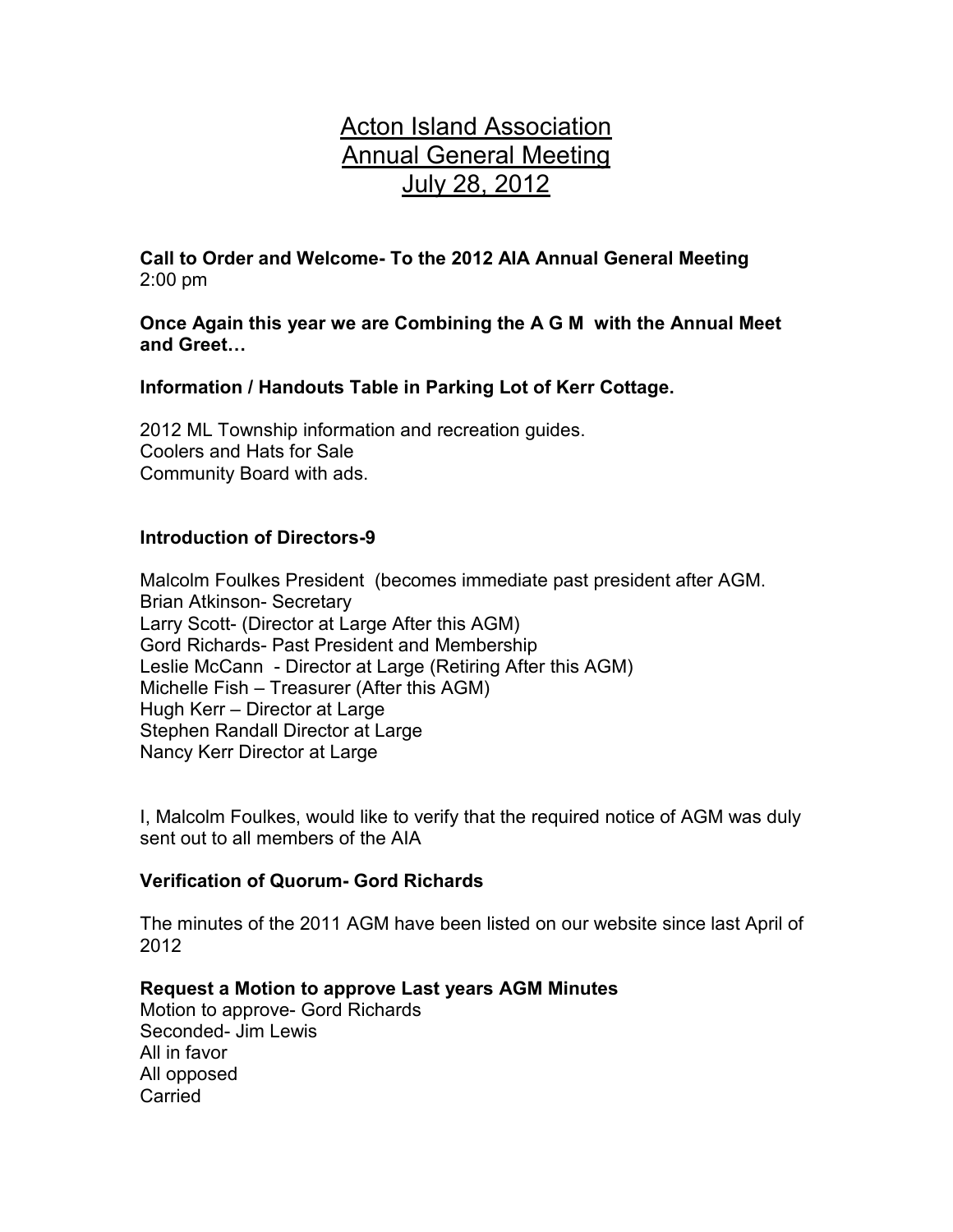# Acton Island Association
# Annual General Meeting
# July 28, 2012

**Call to Order and Welcome- To the 2012 AIA Annual General Meeting**
2:00 pm

**Once Again this year we are Combining the A G M with the Annual Meet and Greet…**

**Information / Handouts Table in Parking Lot of Kerr Cottage.**

2012 ML Township information and recreation guides.
Coolers and Hats for Sale
Community Board with ads.

**Introduction of Directors-9**

Malcolm Foulkes President (becomes immediate past president after AGM.
Brian Atkinson- Secretary
Larry Scott- (Director at Large After this AGM)
Gord Richards- Past President and Membership
Leslie McCann - Director at Large (Retiring After this AGM)
Michelle Fish – Treasurer (After this AGM)
Hugh Kerr – Director at Large
Stephen Randall Director at Large
Nancy Kerr Director at Large

I, Malcolm Foulkes, would like to verify that the required notice of AGM was duly sent out to all members of the AIA

**Verification of Quorum- Gord Richards**

The minutes of the 2011 AGM have been listed on our website since last April of 2012

**Request a Motion to approve Last years AGM Minutes**
Motion to approve- Gord Richards
Seconded- Jim Lewis
All in favor
All opposed
Carried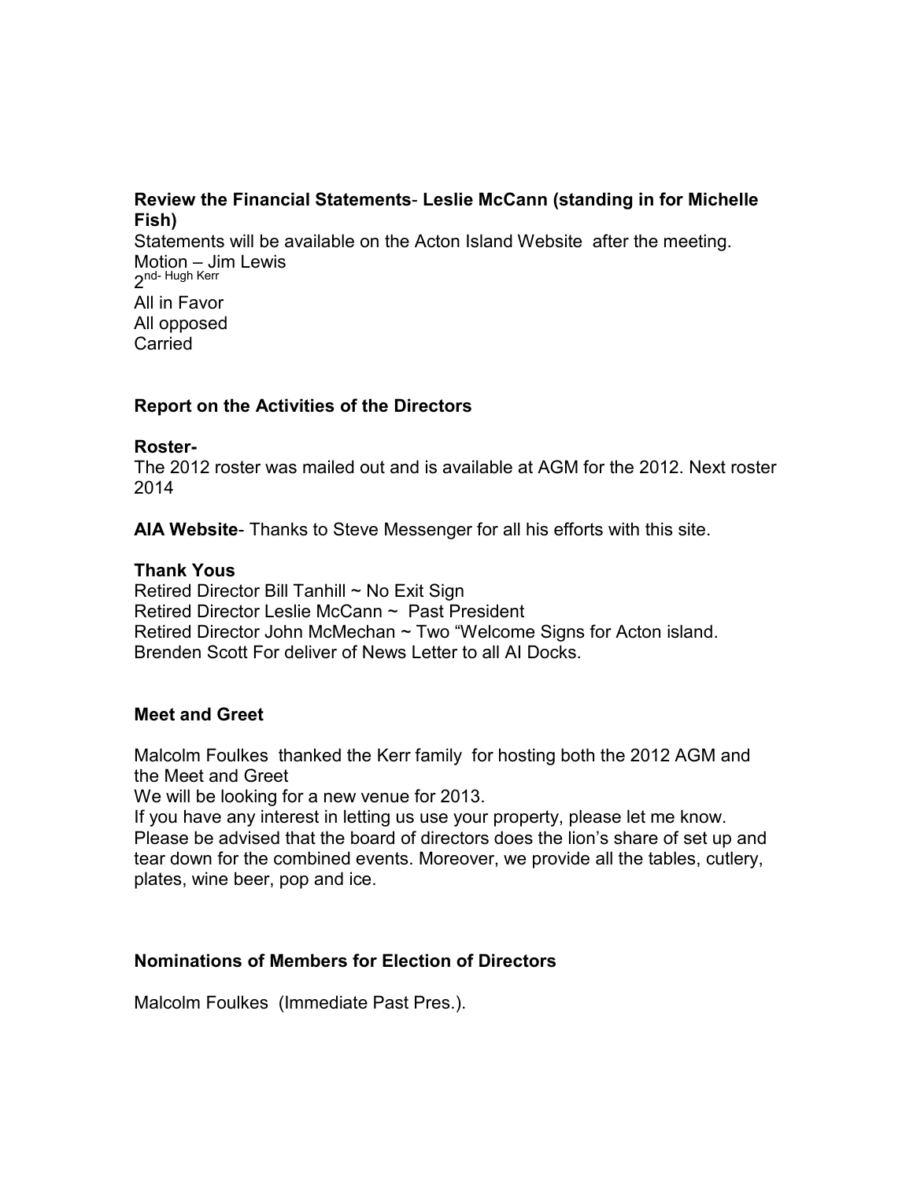**Review the Financial Statements**- **Leslie McCann (standing in for Michelle Fish)**

Statements will be available on the Acton Island Website after the meeting.
Motion – Jim Lewis
2nd- Hugh Kerr
All in Favor
All opposed
Carried

**Report on the Activities of the Directors**

**Roster-**

The 2012 roster was mailed out and is available at AGM for the 2012. Next roster 2014

**AIA Website**- Thanks to Steve Messenger for all his efforts with this site.

**Thank Yous**

Retired Director Bill Tanhill ~ No Exit Sign
Retired Director Leslie McCann ~ Past President
Retired Director John McMechan ~ Two "Welcome Signs for Acton island.
Brenden Scott For deliver of News Letter to all AI Docks.

**Meet and Greet**

Malcolm Foulkes thanked the Kerr family for hosting both the 2012 AGM and the Meet and Greet
We will be looking for a new venue for 2013.
If you have any interest in letting us use your property, please let me know.
Please be advised that the board of directors does the lion's share of set up and tear down for the combined events. Moreover, we provide all the tables, cutlery, plates, wine beer, pop and ice.

**Nominations of Members for Election of Directors**

Malcolm Foulkes (Immediate Past Pres.).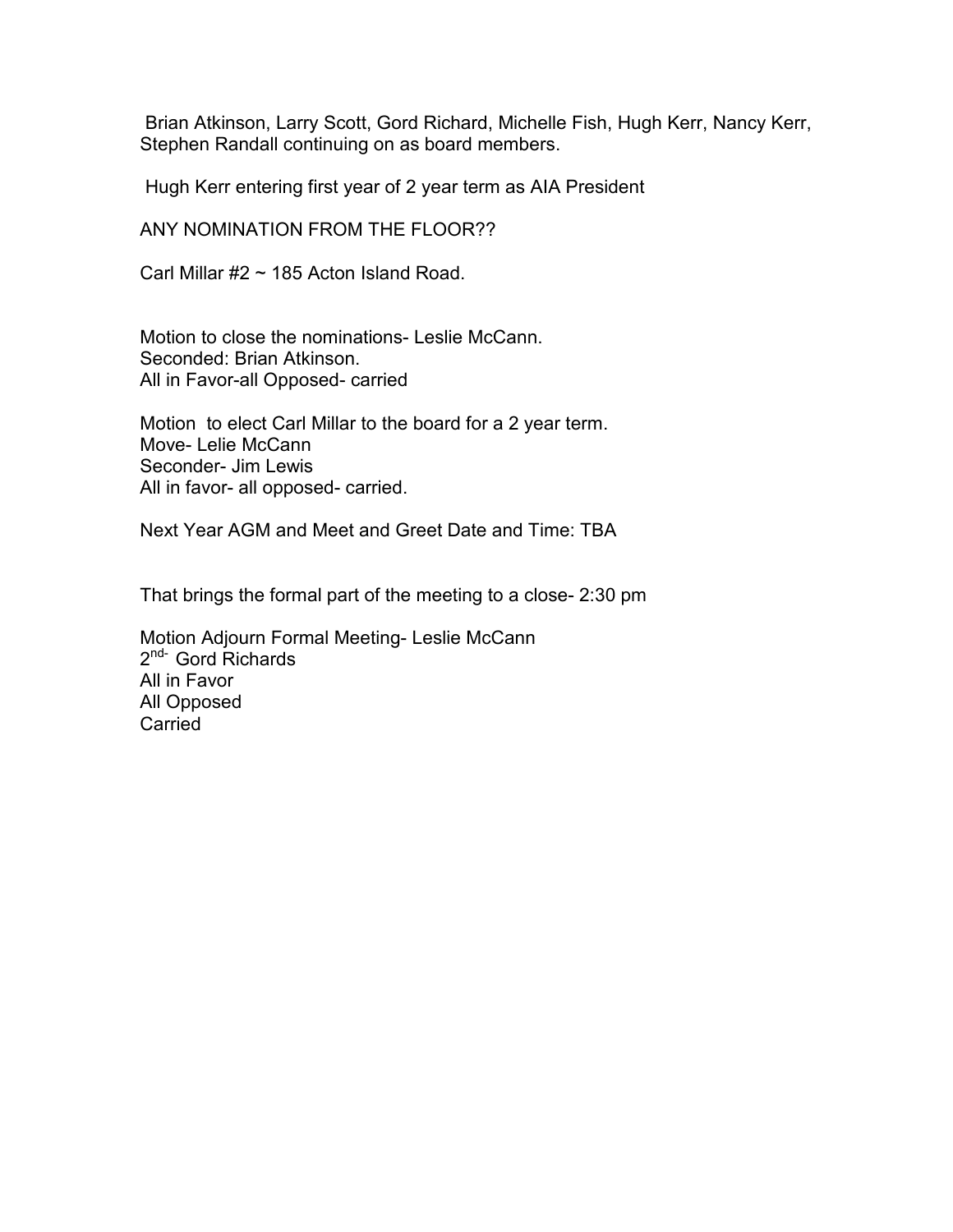Brian Atkinson, Larry Scott, Gord Richard, Michelle Fish, Hugh Kerr, Nancy Kerr, Stephen Randall continuing on as board members.

Hugh Kerr entering first year of 2 year term as AIA President

ANY NOMINATION FROM THE FLOOR??

Carl Millar #2 ~ 185 Acton Island Road.

Motion to close the nominations- Leslie McCann.
Seconded: Brian Atkinson.
All in Favor-all Opposed- carried

Motion to elect Carl Millar to the board for a 2 year term.
Move- Lelie McCann
Seconder- Jim Lewis
All in favor- all opposed- carried.

Next Year AGM and Meet and Greet Date and Time: TBA

That brings the formal part of the meeting to a close- 2:30 pm

Motion Adjourn Formal Meeting- Leslie McCann
2nd- Gord Richards
All in Favor
All Opposed
Carried